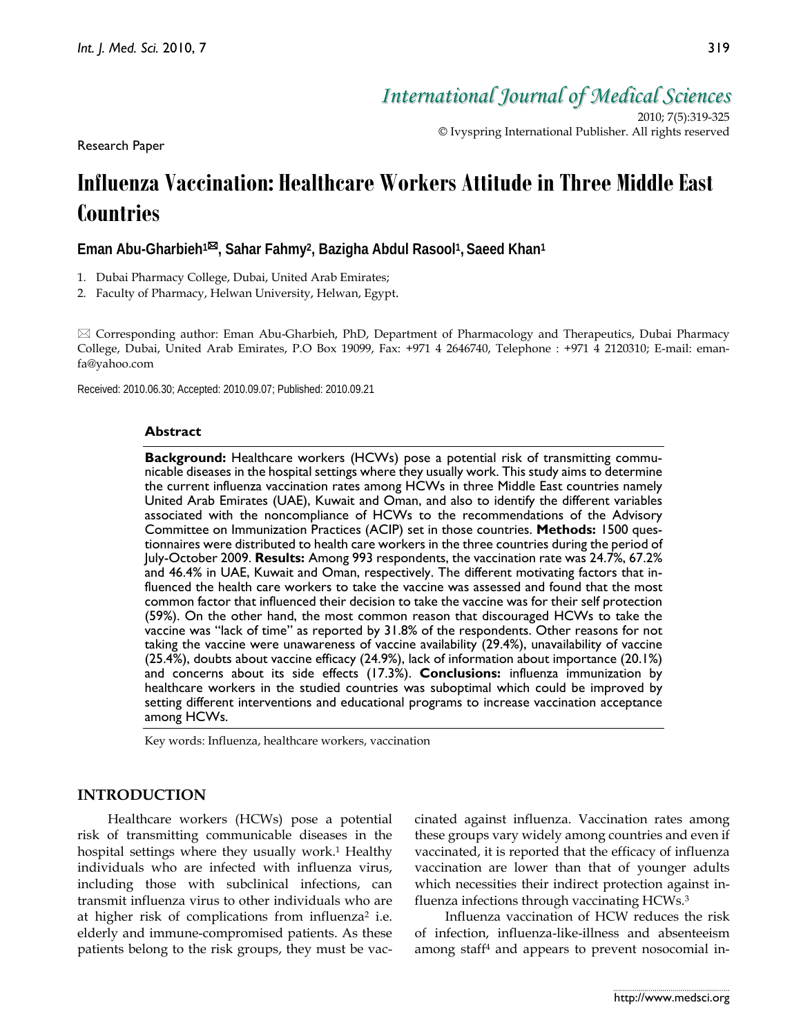Research Paper

# Influenza Vaccination: Healthcare Workers Attitude in Three Middle East Countries

**Eman Abu-Gharbieh[1]✉, Sahar Fahmy[2], Bazigha Abdul Rasool[1], Saeed Khan[1]**

1. Dubai Pharmacy College, Dubai, United Arab Emirates;
2. Faculty of Pharmacy, Helwan University, Helwan, Egypt.

✉ Corresponding author: Eman Abu-Gharbieh, PhD, Department of Pharmacology and Therapeutics, Dubai Pharmacy College, Dubai, United Arab Emirates, P.O Box 19099, Fax: +971 4 2646740, Telephone : +971 4 2120310; E-mail: emanfa@yahoo.com

Received: 2010.06.30; Accepted: 2010.09.07; Published: 2010.09.21

## Abstract

**Background:** Healthcare workers (HCWs) pose a potential risk of transmitting communicable diseases in the hospital settings where they usually work. This study aims to determine the current influenza vaccination rates among HCWs in three Middle East countries namely United Arab Emirates (UAE), Kuwait and Oman, and also to identify the different variables associated with the noncompliance of HCWs to the recommendations of the Advisory Committee on Immunization Practices (ACIP) set in those countries. **Methods:** 1500 questionnaires were distributed to health care workers in the three countries during the period of July-October 2009. **Results:** Among 993 respondents, the vaccination rate was 24.7%, 67.2% and 46.4% in UAE, Kuwait and Oman, respectively. The different motivating factors that influenced the health care workers to take the vaccine was assessed and found that the most common factor that influenced their decision to take the vaccine was for their self protection (59%). On the other hand, the most common reason that discouraged HCWs to take the vaccine was "lack of time" as reported by 31.8% of the respondents. Other reasons for not taking the vaccine were unawareness of vaccine availability (29.4%), unavailability of vaccine (25.4%), doubts about vaccine efficacy (24.9%), lack of information about importance (20.1%) and concerns about its side effects (17.3%). **Conclusions:** influenza immunization by healthcare workers in the studied countries was suboptimal which could be improved by setting different interventions and educational programs to increase vaccination acceptance among HCWs.

Key words: Influenza, healthcare workers, vaccination

## INTRODUCTION

Healthcare workers (HCWs) pose a potential risk of transmitting communicable diseases in the hospital settings where they usually work.[1] Healthy individuals who are infected with influenza virus, including those with subclinical infections, can transmit influenza virus to other individuals who are at higher risk of complications from influenza[2] i.e. elderly and immune-compromised patients. As these patients belong to the risk groups, they must be vaccinated against influenza. Vaccination rates among these groups vary widely among countries and even if vaccinated, it is reported that the efficacy of influenza vaccination are lower than that of younger adults which necessities their indirect protection against influenza infections through vaccinating HCWs.[3]

Influenza vaccination of HCW reduces the risk of infection, influenza-like-illness and absenteeism among staff[4] and appears to prevent nosocomial in-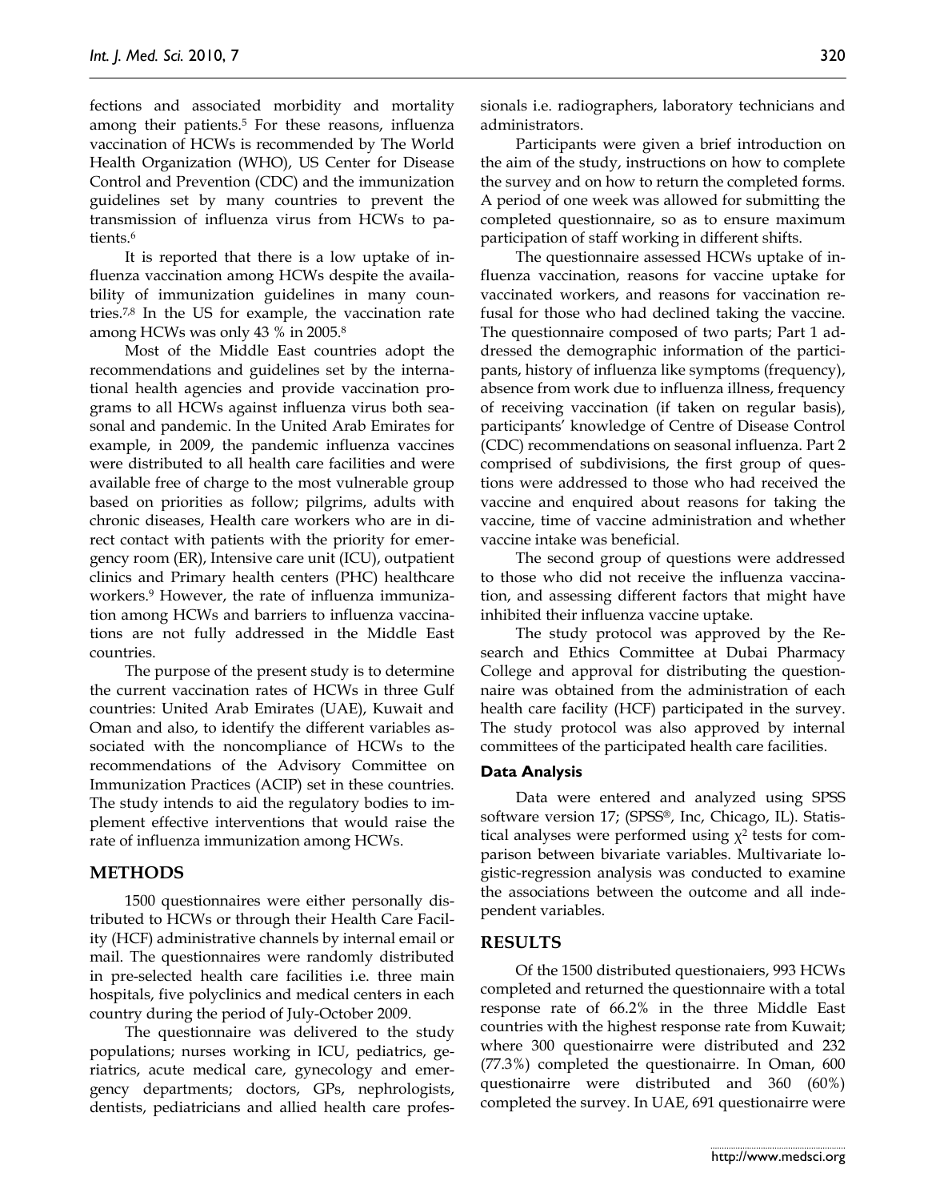fections and associated morbidity and mortality among their patients.[5] For these reasons, influenza vaccination of HCWs is recommended by The World Health Organization (WHO), US Center for Disease Control and Prevention (CDC) and the immunization guidelines set by many countries to prevent the transmission of influenza virus from HCWs to patients.[6]

It is reported that there is a low uptake of influenza vaccination among HCWs despite the availability of immunization guidelines in many countries.[7,8] In the US for example, the vaccination rate among HCWs was only 43 % in 2005.[8]

Most of the Middle East countries adopt the recommendations and guidelines set by the international health agencies and provide vaccination programs to all HCWs against influenza virus both seasonal and pandemic. In the United Arab Emirates for example, in 2009, the pandemic influenza vaccines were distributed to all health care facilities and were available free of charge to the most vulnerable group based on priorities as follow; pilgrims, adults with chronic diseases, Health care workers who are in direct contact with patients with the priority for emergency room (ER), Intensive care unit (ICU), outpatient clinics and Primary health centers (PHC) healthcare workers.[9] However, the rate of influenza immunization among HCWs and barriers to influenza vaccinations are not fully addressed in the Middle East countries.

The purpose of the present study is to determine the current vaccination rates of HCWs in three Gulf countries: United Arab Emirates (UAE), Kuwait and Oman and also, to identify the different variables associated with the noncompliance of HCWs to the recommendations of the Advisory Committee on Immunization Practices (ACIP) set in these countries. The study intends to aid the regulatory bodies to implement effective interventions that would raise the rate of influenza immunization among HCWs.

## METHODS

1500 questionnaires were either personally distributed to HCWs or through their Health Care Facility (HCF) administrative channels by internal email or mail. The questionnaires were randomly distributed in pre-selected health care facilities i.e. three main hospitals, five polyclinics and medical centers in each country during the period of July-October 2009.

The questionnaire was delivered to the study populations; nurses working in ICU, pediatrics, geriatrics, acute medical care, gynecology and emergency departments; doctors, GPs, nephrologists, dentists, pediatricians and allied health care professionals i.e. radiographers, laboratory technicians and administrators.

Participants were given a brief introduction on the aim of the study, instructions on how to complete the survey and on how to return the completed forms. A period of one week was allowed for submitting the completed questionnaire, so as to ensure maximum participation of staff working in different shifts.

The questionnaire assessed HCWs uptake of influenza vaccination, reasons for vaccine uptake for vaccinated workers, and reasons for vaccination refusal for those who had declined taking the vaccine. The questionnaire composed of two parts; Part 1 addressed the demographic information of the participants, history of influenza like symptoms (frequency), absence from work due to influenza illness, frequency of receiving vaccination (if taken on regular basis), participants' knowledge of Centre of Disease Control (CDC) recommendations on seasonal influenza. Part 2 comprised of subdivisions, the first group of questions were addressed to those who had received the vaccine and enquired about reasons for taking the vaccine, time of vaccine administration and whether vaccine intake was beneficial.

The second group of questions were addressed to those who did not receive the influenza vaccination, and assessing different factors that might have inhibited their influenza vaccine uptake.

The study protocol was approved by the Research and Ethics Committee at Dubai Pharmacy College and approval for distributing the questionnaire was obtained from the administration of each health care facility (HCF) participated in the survey. The study protocol was also approved by internal committees of the participated health care facilities.

### Data Analysis

Data were entered and analyzed using SPSS software version 17; (SPSS®, Inc, Chicago, IL). Statistical analyses were performed using $\chi^2$ tests for comparison between bivariate variables. Multivariate logistic-regression analysis was conducted to examine the associations between the outcome and all independent variables.

## RESULTS

Of the 1500 distributed questionaiers, 993 HCWs completed and returned the questionnaire with a total response rate of 66.2% in the three Middle East countries with the highest response rate from Kuwait; where 300 questionairre were distributed and 232 (77.3%) completed the questionairre. In Oman, 600 questionairre were distributed and 360 (60%) completed the survey. In UAE, 691 questionairre were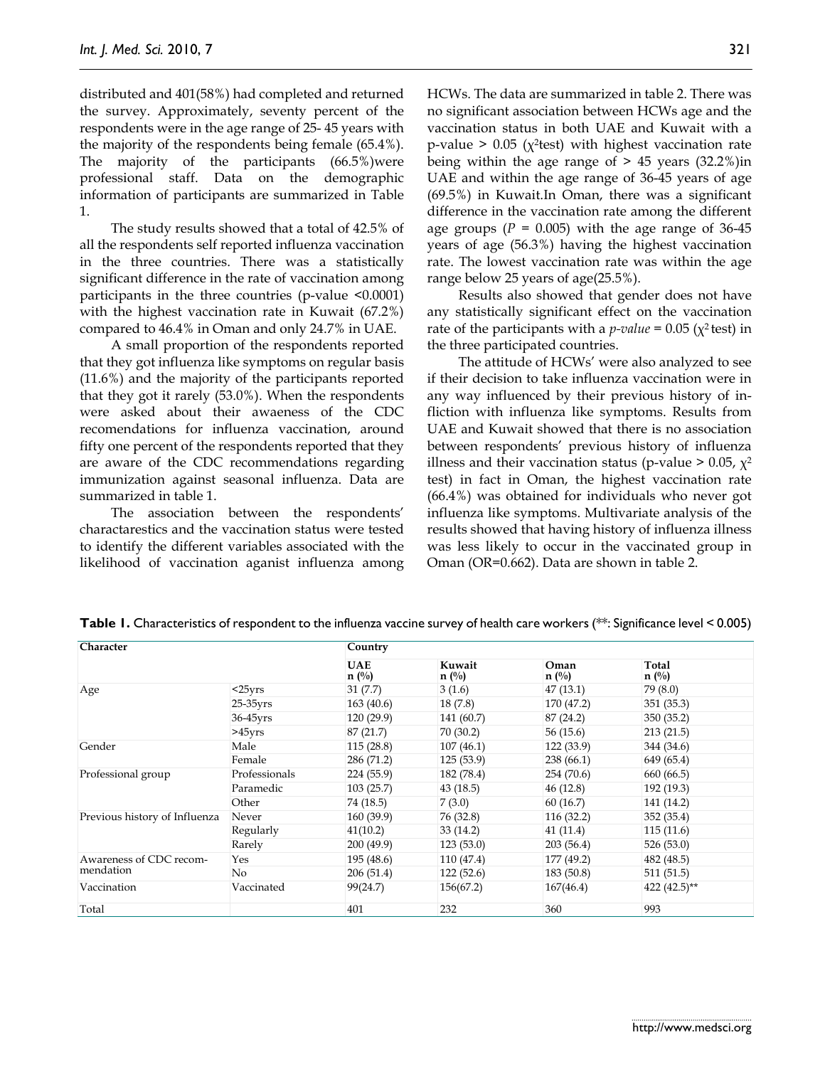distributed and 401(58%) had completed and returned the survey. Approximately, seventy percent of the respondents were in the age range of 25- 45 years with the majority of the respondents being female (65.4%). The majority of the participants (66.5%)were professional staff. Data on the demographic information of participants are summarized in Table 1.

The study results showed that a total of 42.5% of all the respondents self reported influenza vaccination in the three countries. There was a statistically significant difference in the rate of vaccination among participants in the three countries (p-value <0.0001) with the highest vaccination rate in Kuwait (67.2%) compared to 46.4% in Oman and only 24.7% in UAE.

A small proportion of the respondents reported that they got influenza like symptoms on regular basis (11.6%) and the majority of the participants reported that they got it rarely (53.0%). When the respondents were asked about their awaeness of the CDC recomendations for influenza vaccination, around fifty one percent of the respondents reported that they are aware of the CDC recommendations regarding immunization against seasonal influenza. Data are summarized in table 1.

The association between the respondents' charactarestics and the vaccination status were tested to identify the different variables associated with the likelihood of vaccination aganist influenza among HCWs. The data are summarized in table 2. There was no significant association between HCWs age and the vaccination status in both UAE and Kuwait with a p-value > 0.05 ($\chi^2$test) with highest vaccination rate being within the age range of > 45 years (32.2%)in UAE and within the age range of 36-45 years of age (69.5%) in Kuwait.In Oman, there was a significant difference in the vaccination rate among the different age groups (*P* = 0.005) with the age range of 36-45 years of age (56.3%) having the highest vaccination rate. The lowest vaccination rate was within the age range below 25 years of age(25.5%).

Results also showed that gender does not have any statistically significant effect on the vaccination rate of the participants with a *p-value* = 0.05 ($\chi^2$ test) in the three participated countries.

The attitude of HCWs' were also analyzed to see if their decision to take influenza vaccination were in any way influenced by their previous history of infliction with influenza like symptoms. Results from UAE and Kuwait showed that there is no association between respondents' previous history of influenza illness and their vaccination status (p-value > 0.05, $\chi^2$ test) in fact in Oman, the highest vaccination rate (66.4%) was obtained for individuals who never got influenza like symptoms. Multivariate analysis of the results showed that having history of influenza illness was less likely to occur in the vaccinated group in Oman (OR=0.662). Data are shown in table 2.

**Table 1.** Characteristics of respondent to the influenza vaccine survey of health care workers (**: Significance level < 0.005)

| Character | | Country | | | |
|---|---|---|---|---|---|
| | | UAE n (%) | Kuwait n (%) | Oman n (%) | Total n (%) |
| Age | <25yrs | 31 (7.7) | 3 (1.6) | 47 (13.1) | 79 (8.0) |
| | 25-35yrs | 163 (40.6) | 18 (7.8) | 170 (47.2) | 351 (35.3) |
| | 36-45yrs | 120 (29.9) | 141 (60.7) | 87 (24.2) | 350 (35.2) |
| | >45yrs | 87 (21.7) | 70 (30.2) | 56 (15.6) | 213 (21.5) |
| Gender | Male | 115 (28.8) | 107 (46.1) | 122 (33.9) | 344 (34.6) |
| | Female | 286 (71.2) | 125 (53.9) | 238 (66.1) | 649 (65.4) |
| Professional group | Professionals | 224 (55.9) | 182 (78.4) | 254 (70.6) | 660 (66.5) |
| | Paramedic | 103 (25.7) | 43 (18.5) | 46 (12.8) | 192 (19.3) |
| | Other | 74 (18.5) | 7 (3.0) | 60 (16.7) | 141 (14.2) |
| Previous history of Influenza | Never | 160 (39.9) | 76 (32.8) | 116 (32.2) | 352 (35.4) |
| | Regularly | 41(10.2) | 33 (14.2) | 41 (11.4) | 115 (11.6) |
| | Rarely | 200 (49.9) | 123 (53.0) | 203 (56.4) | 526 (53.0) |
| Awareness of CDC recommendation | Yes | 195 (48.6) | 110 (47.4) | 177 (49.2) | 482 (48.5) |
| | No | 206 (51.4) | 122 (52.6) | 183 (50.8) | 511 (51.5) |
| Vaccination | Vaccinated | 99(24.7) | 156(67.2) | 167(46.4) | 422 (42.5)** |
| Total | | 401 | 232 | 360 | 993 |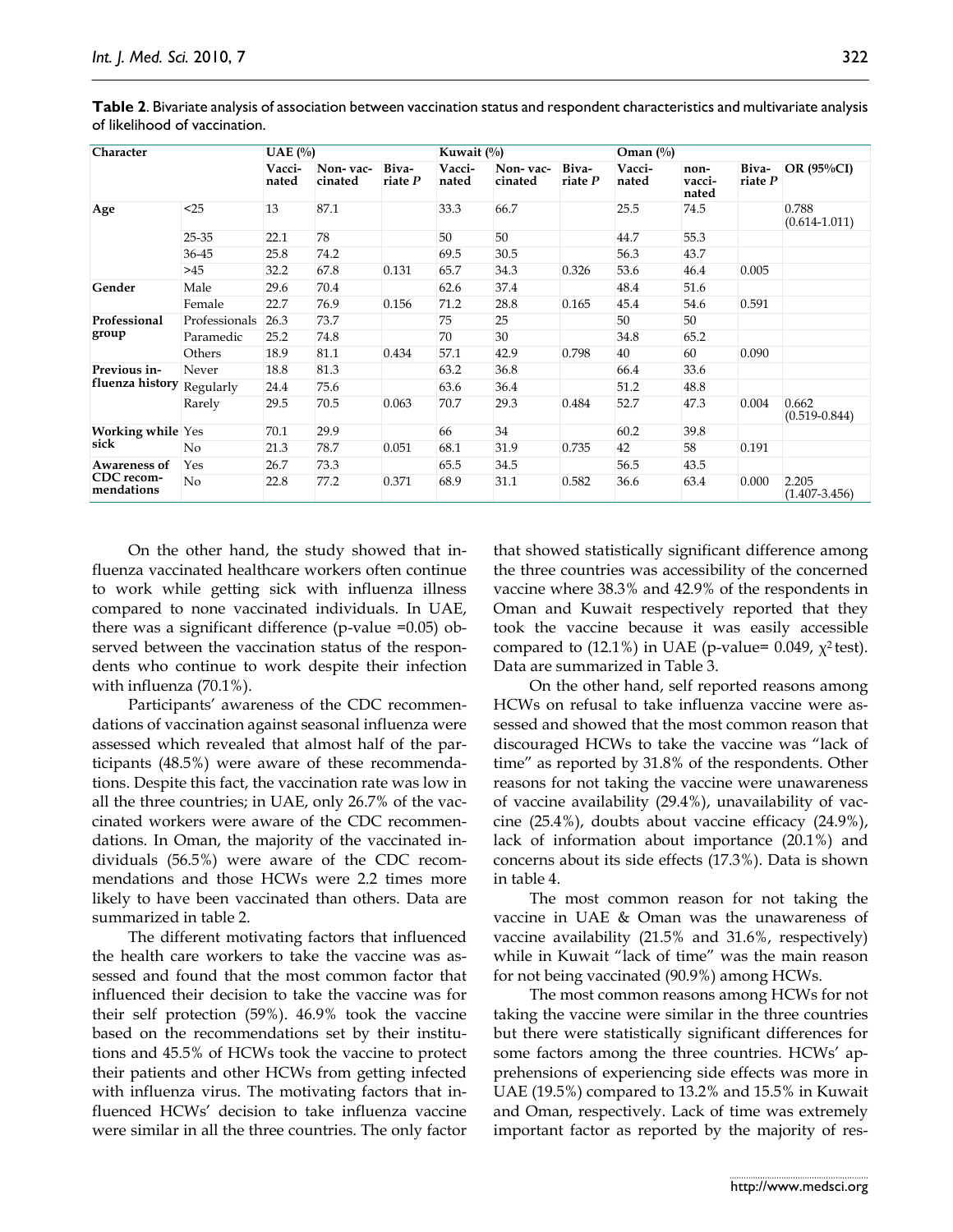**Table 2**. Bivariate analysis of association between vaccination status and respondent characteristics and multivariate analysis of likelihood of vaccination.

| Character | | UAE (%) | | | Kuwait (%) | | | Oman (%) | | | |
|---|---|---|---|---|---|---|---|---|---|---|---|
| | | Vaccinated | Non-vaccinated | Bivariate *P* | Vaccinated | Non-vaccinated | Bivariate *P* | Vaccinated | non-vaccinated | Bivariate *P* | OR (95%CI) |
| Age | <25 | 13 | 87.1 | | 33.3 | 66.7 | | 25.5 | 74.5 | | 0.788 (0.614-1.011) |
| | 25-35 | 22.1 | 78 | | 50 | 50 | | 44.7 | 55.3 | | |
| | 36-45 | 25.8 | 74.2 | | 69.5 | 30.5 | | 56.3 | 43.7 | | |
| | >45 | 32.2 | 67.8 | 0.131 | 65.7 | 34.3 | 0.326 | 53.6 | 46.4 | 0.005 | |
| Gender | Male | 29.6 | 70.4 | | 62.6 | 37.4 | | 48.4 | 51.6 | | |
| | Female | 22.7 | 76.9 | 0.156 | 71.2 | 28.8 | 0.165 | 45.4 | 54.6 | 0.591 | |
| Professional group | Professionals | 26.3 | 73.7 | | 75 | 25 | | 50 | 50 | | |
| | Paramedic | 25.2 | 74.8 | | 70 | 30 | | 34.8 | 65.2 | | |
| | Others | 18.9 | 81.1 | 0.434 | 57.1 | 42.9 | 0.798 | 40 | 60 | 0.090 | |
| Previous influenza history | Never | 18.8 | 81.3 | | 63.2 | 36.8 | | 66.4 | 33.6 | | |
| | Regularly | 24.4 | 75.6 | | 63.6 | 36.4 | | 51.2 | 48.8 | | |
| | Rarely | 29.5 | 70.5 | 0.063 | 70.7 | 29.3 | 0.484 | 52.7 | 47.3 | 0.004 | 0.662 (0.519-0.844) |
| Working while sick | Yes | 70.1 | 29.9 | | 66 | 34 | | 60.2 | 39.8 | | |
| | No | 21.3 | 78.7 | 0.051 | 68.1 | 31.9 | 0.735 | 42 | 58 | 0.191 | |
| Awareness of CDC recommendations | Yes | 26.7 | 73.3 | | 65.5 | 34.5 | | 56.5 | 43.5 | | |
| | No | 22.8 | 77.2 | 0.371 | 68.9 | 31.1 | 0.582 | 36.6 | 63.4 | 0.000 | 2.205 (1.407-3.456) |

On the other hand, the study showed that influenza vaccinated healthcare workers often continue to work while getting sick with influenza illness compared to none vaccinated individuals. In UAE, there was a significant difference (p-value =0.05) observed between the vaccination status of the respondents who continue to work despite their infection with influenza (70.1%).

Participants' awareness of the CDC recommendations of vaccination against seasonal influenza were assessed which revealed that almost half of the participants (48.5%) were aware of these recommendations. Despite this fact, the vaccination rate was low in all the three countries; in UAE, only 26.7% of the vaccinated workers were aware of the CDC recommendations. In Oman, the majority of the vaccinated individuals (56.5%) were aware of the CDC recommendations and those HCWs were 2.2 times more likely to have been vaccinated than others. Data are summarized in table 2.

The different motivating factors that influenced the health care workers to take the vaccine was assessed and found that the most common factor that influenced their decision to take the vaccine was for their self protection (59%). 46.9% took the vaccine based on the recommendations set by their institutions and 45.5% of HCWs took the vaccine to protect their patients and other HCWs from getting infected with influenza virus. The motivating factors that influenced HCWs' decision to take influenza vaccine were similar in all the three countries. The only factor that showed statistically significant difference among the three countries was accessibility of the concerned vaccine where 38.3% and 42.9% of the respondents in Oman and Kuwait respectively reported that they took the vaccine because it was easily accessible compared to (12.1%) in UAE (p-value= 0.049, $\chi^2$ test). Data are summarized in Table 3.

On the other hand, self reported reasons among HCWs on refusal to take influenza vaccine were assessed and showed that the most common reason that discouraged HCWs to take the vaccine was "lack of time" as reported by 31.8% of the respondents. Other reasons for not taking the vaccine were unawareness of vaccine availability (29.4%), unavailability of vaccine (25.4%), doubts about vaccine efficacy (24.9%), lack of information about importance (20.1%) and concerns about its side effects (17.3%). Data is shown in table 4.

The most common reason for not taking the vaccine in UAE & Oman was the unawareness of vaccine availability (21.5% and 31.6%, respectively) while in Kuwait "lack of time" was the main reason for not being vaccinated (90.9%) among HCWs.

The most common reasons among HCWs for not taking the vaccine were similar in the three countries but there were statistically significant differences for some factors among the three countries. HCWs' apprehensions of experiencing side effects was more in UAE (19.5%) compared to 13.2% and 15.5% in Kuwait and Oman, respectively. Lack of time was extremely important factor as reported by the majority of res-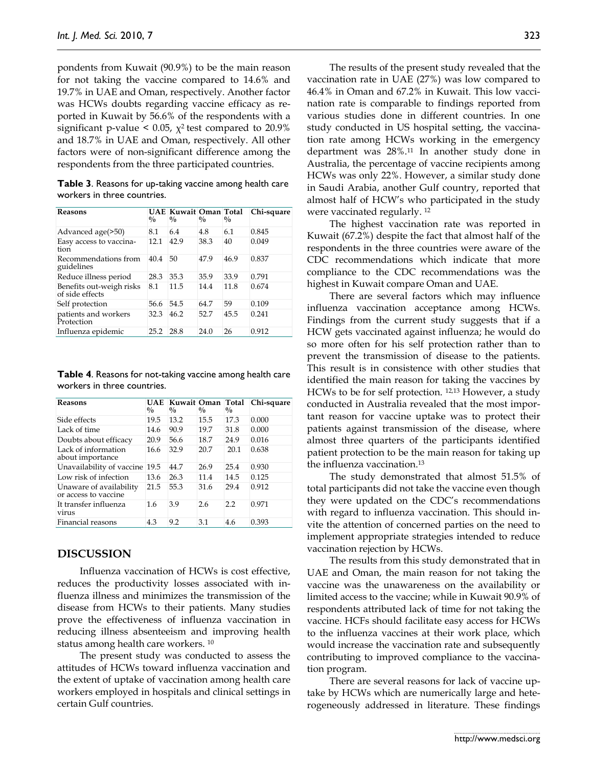pondents from Kuwait (90.9%) to be the main reason for not taking the vaccine compared to 14.6% and 19.7% in UAE and Oman, respectively. Another factor was HCWs doubts regarding vaccine efficacy as reported in Kuwait by 56.6% of the respondents with a significant p-value < 0.05, $\chi^2$ test compared to 20.9% and 18.7% in UAE and Oman, respectively. All other factors were of non-significant difference among the respondents from the three participated countries.

**Table 3**. Reasons for up-taking vaccine among health care workers in three countries.

| Reasons | UAE % | Kuwait % | Oman % | Total % | Chi-square |
|---|---|---|---|---|---|
| Advanced age(>50) | 8.1 | 6.4 | 4.8 | 6.1 | 0.845 |
| Easy access to vaccination | 12.1 | 42.9 | 38.3 | 40 | 0.049 |
| Recommendations from guidelines | 40.4 | 50 | 47.9 | 46.9 | 0.837 |
| Reduce illness period | 28.3 | 35.3 | 35.9 | 33.9 | 0.791 |
| Benefits out-weigh risks of side effects | 8.1 | 11.5 | 14.4 | 11.8 | 0.674 |
| Self protection | 56.6 | 54.5 | 64.7 | 59 | 0.109 |
| patients and workers Protection | 32.3 | 46.2 | 52.7 | 45.5 | 0.241 |
| Influenza epidemic | 25.2 | 28.8 | 24.0 | 26 | 0.912 |

**Table 4**. Reasons for not-taking vaccine among health care workers in three countries.

| Reasons | UAE % | Kuwait % | Oman % | Total % | Chi-square |
|---|---|---|---|---|---|
| Side effects | 19.5 | 13.2 | 15.5 | 17.3 | 0.000 |
| Lack of time | 14.6 | 90.9 | 19.7 | 31.8 | 0.000 |
| Doubts about efficacy | 20.9 | 56.6 | 18.7 | 24.9 | 0.016 |
| Lack of information about importance | 16.6 | 32.9 | 20.7 | 20.1 | 0.638 |
| Unavailability of vaccine | 19.5 | 44.7 | 26.9 | 25.4 | 0.930 |
| Low risk of infection | 13.6 | 26.3 | 11.4 | 14.5 | 0.125 |
| Unaware of availability or access to vaccine | 21.5 | 55.3 | 31.6 | 29.4 | 0.912 |
| It transfer influenza virus | 1.6 | 3.9 | 2.6 | 2.2 | 0.971 |
| Financial reasons | 4.3 | 9.2 | 3.1 | 4.6 | 0.393 |

## DISCUSSION

Influenza vaccination of HCWs is cost effective, reduces the productivity losses associated with influenza illness and minimizes the transmission of the disease from HCWs to their patients. Many studies prove the effectiveness of influenza vaccination in reducing illness absenteeism and improving health status among health care workers. [10]

The present study was conducted to assess the attitudes of HCWs toward influenza vaccination and the extent of uptake of vaccination among health care workers employed in hospitals and clinical settings in certain Gulf countries.

The results of the present study revealed that the vaccination rate in UAE (27%) was low compared to 46.4% in Oman and 67.2% in Kuwait. This low vaccination rate is comparable to findings reported from various studies done in different countries. In one study conducted in US hospital setting, the vaccination rate among HCWs working in the emergency department was 28%.[11] In another study done in Australia, the percentage of vaccine recipients among HCWs was only 22%. However, a similar study done in Saudi Arabia, another Gulf country, reported that almost half of HCW's who participated in the study were vaccinated regularly. [12]

The highest vaccination rate was reported in Kuwait (67.2%) despite the fact that almost half of the respondents in the three countries were aware of the CDC recommendations which indicate that more compliance to the CDC recommendations was the highest in Kuwait compare Oman and UAE.

There are several factors which may influence influenza vaccination acceptance among HCWs. Findings from the current study suggests that if a HCW gets vaccinated against influenza; he would do so more often for his self protection rather than to prevent the transmission of disease to the patients. This result is in consistence with other studies that identified the main reason for taking the vaccines by HCWs to be for self protection. [12,13] However, a study conducted in Australia revealed that the most important reason for vaccine uptake was to protect their patients against transmission of the disease, where almost three quarters of the participants identified patient protection to be the main reason for taking up the influenza vaccination.[13]

The study demonstrated that almost 51.5% of total participants did not take the vaccine even though they were updated on the CDC's recommendations with regard to influenza vaccination. This should invite the attention of concerned parties on the need to implement appropriate strategies intended to reduce vaccination rejection by HCWs.

The results from this study demonstrated that in UAE and Oman, the main reason for not taking the vaccine was the unawareness on the availability or limited access to the vaccine; while in Kuwait 90.9% of respondents attributed lack of time for not taking the vaccine. HCFs should facilitate easy access for HCWs to the influenza vaccines at their work place, which would increase the vaccination rate and subsequently contributing to improved compliance to the vaccination program.

There are several reasons for lack of vaccine uptake by HCWs which are numerically large and heterogeneously addressed in literature. These findings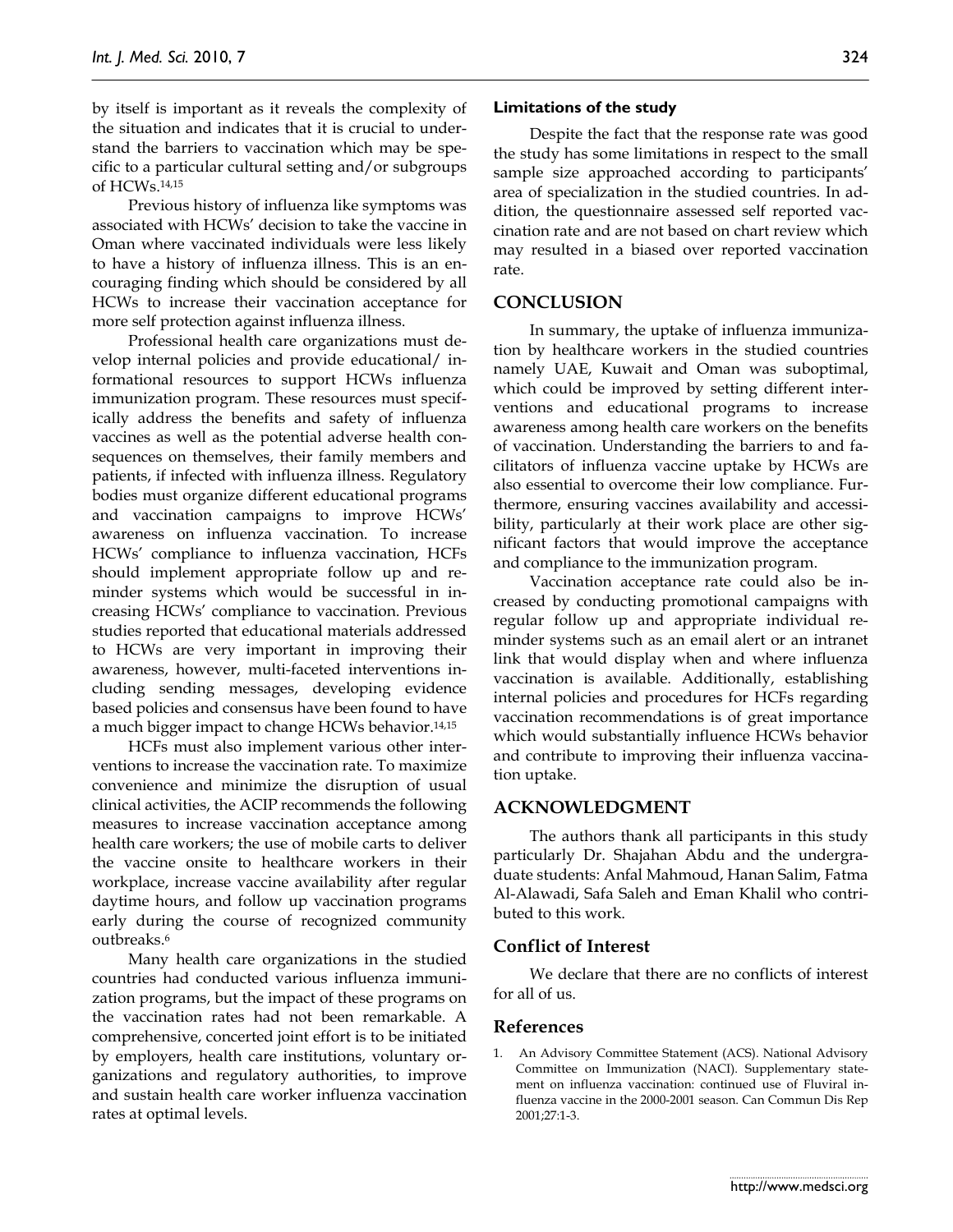by itself is important as it reveals the complexity of the situation and indicates that it is crucial to understand the barriers to vaccination which may be specific to a particular cultural setting and/or subgroups of HCWs.[14,15]

Previous history of influenza like symptoms was associated with HCWs' decision to take the vaccine in Oman where vaccinated individuals were less likely to have a history of influenza illness. This is an encouraging finding which should be considered by all HCWs to increase their vaccination acceptance for more self protection against influenza illness.

Professional health care organizations must develop internal policies and provide educational/ informational resources to support HCWs influenza immunization program. These resources must specifically address the benefits and safety of influenza vaccines as well as the potential adverse health consequences on themselves, their family members and patients, if infected with influenza illness. Regulatory bodies must organize different educational programs and vaccination campaigns to improve HCWs' awareness on influenza vaccination. To increase HCWs' compliance to influenza vaccination, HCFs should implement appropriate follow up and reminder systems which would be successful in increasing HCWs' compliance to vaccination. Previous studies reported that educational materials addressed to HCWs are very important in improving their awareness, however, multi-faceted interventions including sending messages, developing evidence based policies and consensus have been found to have a much bigger impact to change HCWs behavior.[14,15]

HCFs must also implement various other interventions to increase the vaccination rate. To maximize convenience and minimize the disruption of usual clinical activities, the ACIP recommends the following measures to increase vaccination acceptance among health care workers; the use of mobile carts to deliver the vaccine onsite to healthcare workers in their workplace, increase vaccine availability after regular daytime hours, and follow up vaccination programs early during the course of recognized community outbreaks.[6]

Many health care organizations in the studied countries had conducted various influenza immunization programs, but the impact of these programs on the vaccination rates had not been remarkable. A comprehensive, concerted joint effort is to be initiated by employers, health care institutions, voluntary organizations and regulatory authorities, to improve and sustain health care worker influenza vaccination rates at optimal levels.

**Limitations of the study**

Despite the fact that the response rate was good the study has some limitations in respect to the small sample size approached according to participants' area of specialization in the studied countries. In addition, the questionnaire assessed self reported vaccination rate and are not based on chart review which may resulted in a biased over reported vaccination rate.

## CONCLUSION

In summary, the uptake of influenza immunization by healthcare workers in the studied countries namely UAE, Kuwait and Oman was suboptimal, which could be improved by setting different interventions and educational programs to increase awareness among health care workers on the benefits of vaccination. Understanding the barriers to and facilitators of influenza vaccine uptake by HCWs are also essential to overcome their low compliance. Furthermore, ensuring vaccines availability and accessibility, particularly at their work place are other significant factors that would improve the acceptance and compliance to the immunization program.

Vaccination acceptance rate could also be increased by conducting promotional campaigns with regular follow up and appropriate individual reminder systems such as an email alert or an intranet link that would display when and where influenza vaccination is available. Additionally, establishing internal policies and procedures for HCFs regarding vaccination recommendations is of great importance which would substantially influence HCWs behavior and contribute to improving their influenza vaccination uptake.

## ACKNOWLEDGMENT

The authors thank all participants in this study particularly Dr. Shajahan Abdu and the undergraduate students: Anfal Mahmoud, Hanan Salim, Fatma Al-Alawadi, Safa Saleh and Eman Khalil who contributed to this work.

## Conflict of Interest

We declare that there are no conflicts of interest for all of us.

## References

1. An Advisory Committee Statement (ACS). National Advisory Committee on Immunization (NACI). Supplementary statement on influenza vaccination: continued use of Fluviral influenza vaccine in the 2000-2001 season. Can Commun Dis Rep 2001;27:1-3.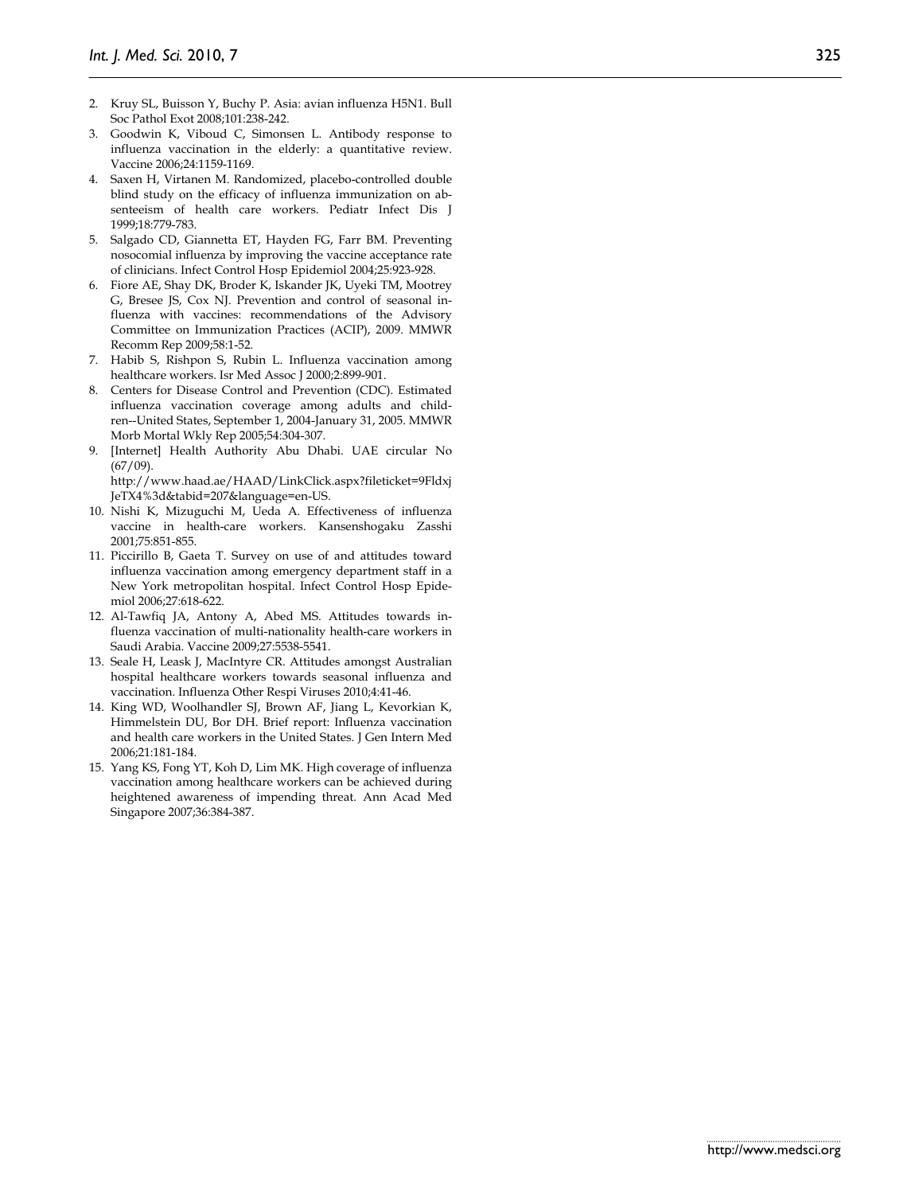2. Kruy SL, Buisson Y, Buchy P. Asia: avian influenza H5N1. Bull Soc Pathol Exot 2008;101:238-242.
3. Goodwin K, Viboud C, Simonsen L. Antibody response to influenza vaccination in the elderly: a quantitative review. Vaccine 2006;24:1159-1169.
4. Saxen H, Virtanen M. Randomized, placebo-controlled double blind study on the efficacy of influenza immunization on absenteeism of health care workers. Pediatr Infect Dis J 1999;18:779-783.
5. Salgado CD, Giannetta ET, Hayden FG, Farr BM. Preventing nosocomial influenza by improving the vaccine acceptance rate of clinicians. Infect Control Hosp Epidemiol 2004;25:923-928.
6. Fiore AE, Shay DK, Broder K, Iskander JK, Uyeki TM, Mootrey G, Bresee JS, Cox NJ. Prevention and control of seasonal influenza with vaccines: recommendations of the Advisory Committee on Immunization Practices (ACIP), 2009. MMWR Recomm Rep 2009;58:1-52.
7. Habib S, Rishpon S, Rubin L. Influenza vaccination among healthcare workers. Isr Med Assoc J 2000;2:899-901.
8. Centers for Disease Control and Prevention (CDC). Estimated influenza vaccination coverage among adults and children--United States, September 1, 2004-January 31, 2005. MMWR Morb Mortal Wkly Rep 2005;54:304-307.
9. [Internet] Health Authority Abu Dhabi. UAE circular No (67/09). http://www.haad.ae/HAAD/LinkClick.aspx?fileticket=9FldxjJeTX4%3d&tabid=207&language=en-US.
10. Nishi K, Mizuguchi M, Ueda A. Effectiveness of influenza vaccine in health-care workers. Kansenshogaku Zasshi 2001;75:851-855.
11. Piccirillo B, Gaeta T. Survey on use of and attitudes toward influenza vaccination among emergency department staff in a New York metropolitan hospital. Infect Control Hosp Epidemiol 2006;27:618-622.
12. Al-Tawfiq JA, Antony A, Abed MS. Attitudes towards influenza vaccination of multi-nationality health-care workers in Saudi Arabia. Vaccine 2009;27:5538-5541.
13. Seale H, Leask J, MacIntyre CR. Attitudes amongst Australian hospital healthcare workers towards seasonal influenza and vaccination. Influenza Other Respi Viruses 2010;4:41-46.
14. King WD, Woolhandler SJ, Brown AF, Jiang L, Kevorkian K, Himmelstein DU, Bor DH. Brief report: Influenza vaccination and health care workers in the United States. J Gen Intern Med 2006;21:181-184.
15. Yang KS, Fong YT, Koh D, Lim MK. High coverage of influenza vaccination among healthcare workers can be achieved during heightened awareness of impending threat. Ann Acad Med Singapore 2007;36:384-387.